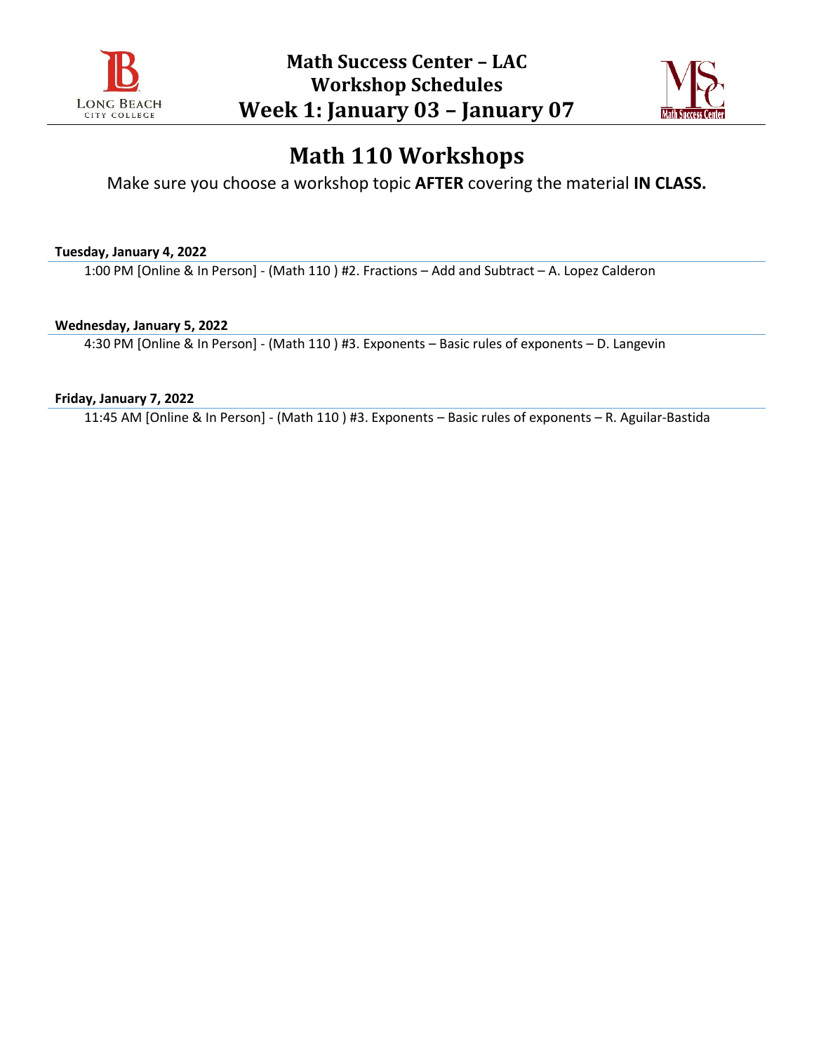# Math Success Center – LAC
# Workshop Schedules
# Week 1: January 03 – January 07

## Math 110 Workshops

Make sure you choose a workshop topic **AFTER** covering the material **IN CLASS.**

**Tuesday, January 4, 2022**

1:00 PM [Online & In Person] - (Math 110 ) #2. Fractions – Add and Subtract – A. Lopez Calderon

**Wednesday, January 5, 2022**

4:30 PM [Online & In Person] - (Math 110 ) #3. Exponents – Basic rules of exponents – D. Langevin

**Friday, January 7, 2022**

11:45 AM [Online & In Person] - (Math 110 ) #3. Exponents – Basic rules of exponents – R. Aguilar-Bastida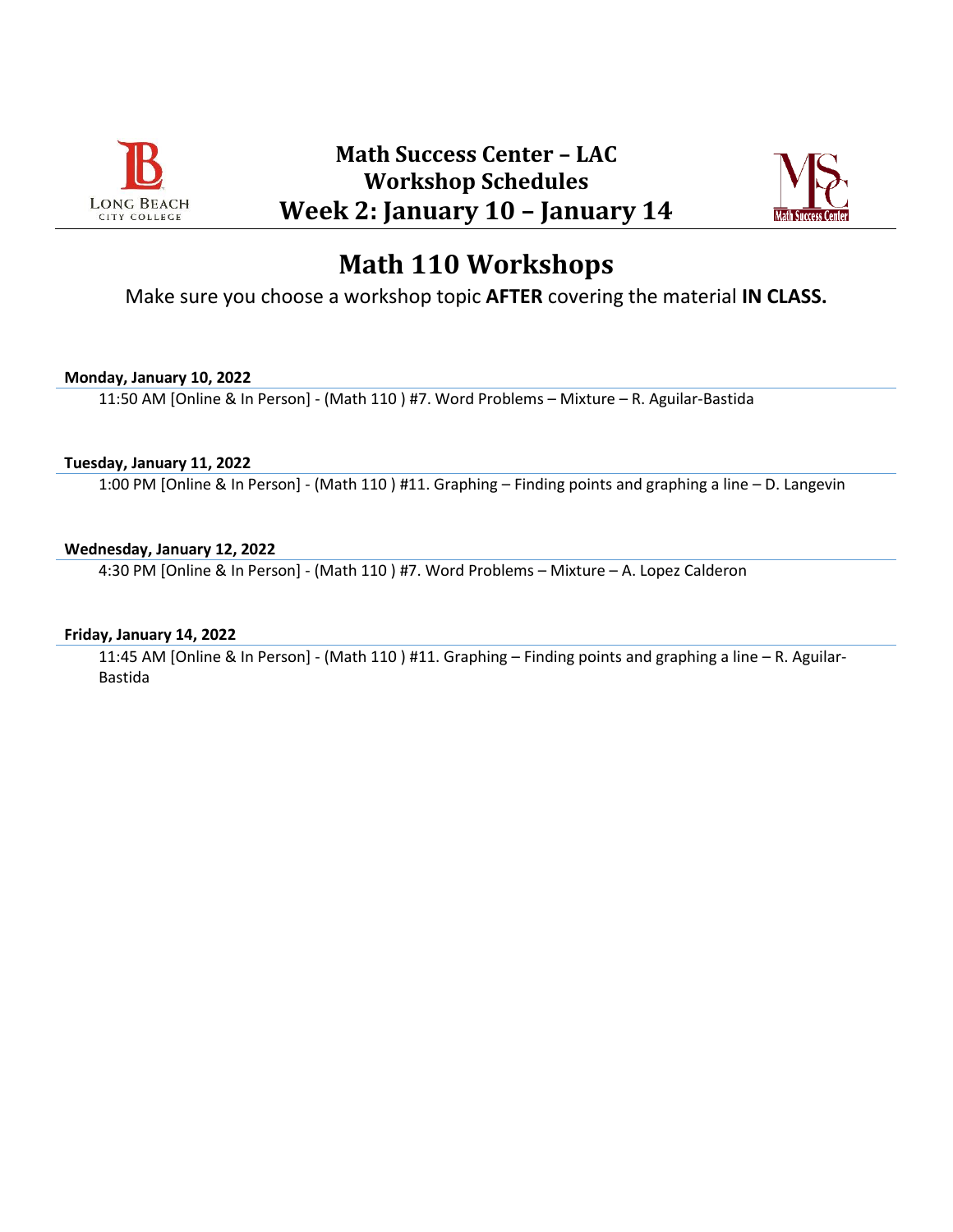# Math Success Center – LAC
## Workshop Schedules
## Week 2: January 10 – January 14

# Math 110 Workshops

Make sure you choose a workshop topic **AFTER** covering the material **IN CLASS.**

**Monday, January 10, 2022**

11:50 AM [Online & In Person] - (Math 110 ) #7. Word Problems – Mixture – R. Aguilar-Bastida

**Tuesday, January 11, 2022**

1:00 PM [Online & In Person] - (Math 110 ) #11. Graphing – Finding points and graphing a line – D. Langevin

**Wednesday, January 12, 2022**

4:30 PM [Online & In Person] - (Math 110 ) #7. Word Problems – Mixture – A. Lopez Calderon

**Friday, January 14, 2022**

11:45 AM [Online & In Person] - (Math 110 ) #11. Graphing – Finding points and graphing a line – R. Aguilar-Bastida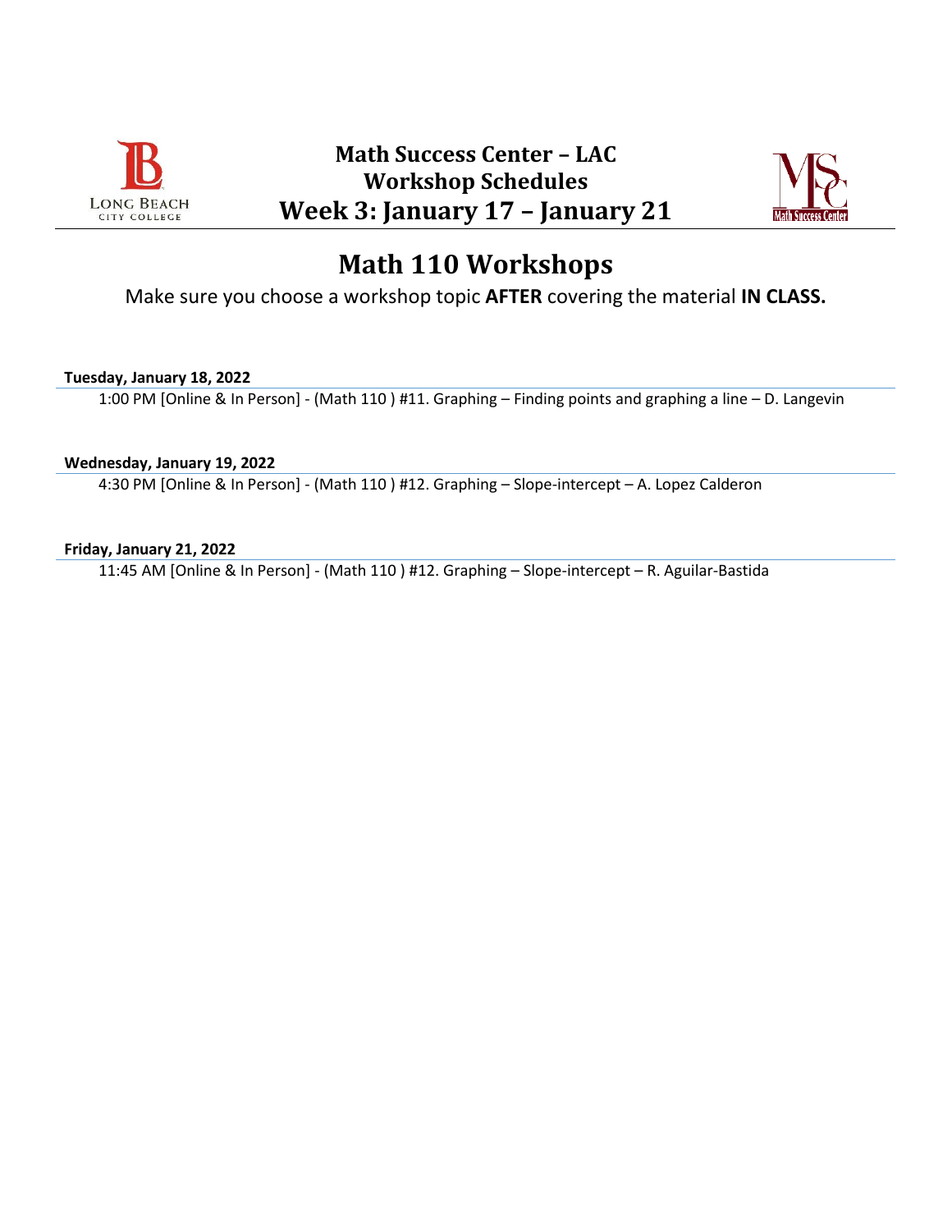# Math Success Center – LAC
# Workshop Schedules
# Week 3: January 17 – January 21

## Math 110 Workshops

Make sure you choose a workshop topic **AFTER** covering the material **IN CLASS.**

**Tuesday, January 18, 2022**

1:00 PM [Online & In Person] - (Math 110 ) #11. Graphing – Finding points and graphing a line – D. Langevin

**Wednesday, January 19, 2022**

4:30 PM [Online & In Person] - (Math 110 ) #12. Graphing – Slope-intercept – A. Lopez Calderon

**Friday, January 21, 2022**

11:45 AM [Online & In Person] - (Math 110 ) #12. Graphing – Slope-intercept – R. Aguilar-Bastida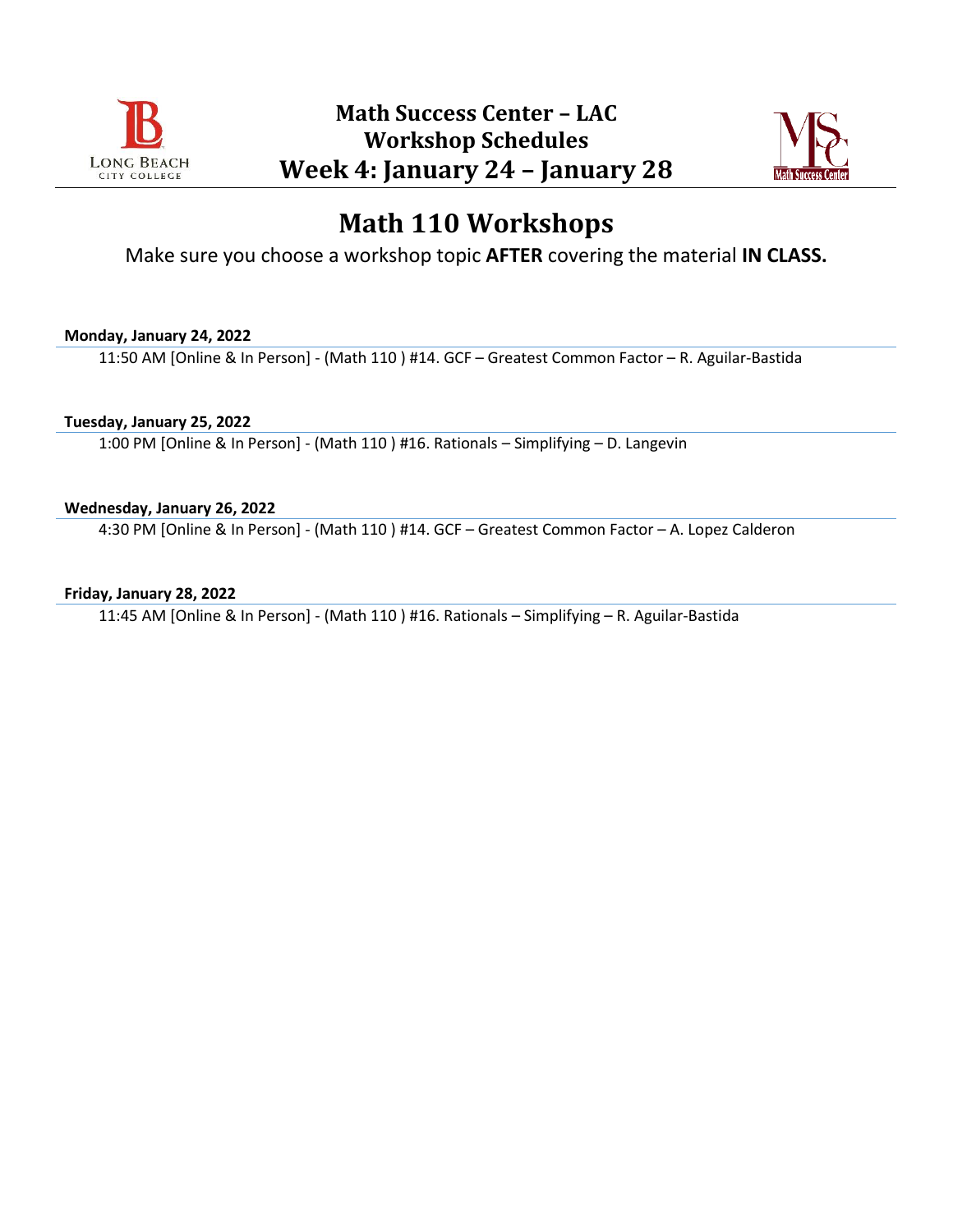# Math Success Center – LAC
# Workshop Schedules
# Week 4: January 24 – January 28

## Math 110 Workshops

Make sure you choose a workshop topic **AFTER** covering the material **IN CLASS.**

**Monday, January 24, 2022**

11:50 AM [Online & In Person] - (Math 110 ) #14. GCF – Greatest Common Factor – R. Aguilar-Bastida

**Tuesday, January 25, 2022**

1:00 PM [Online & In Person] - (Math 110 ) #16. Rationals – Simplifying – D. Langevin

**Wednesday, January 26, 2022**

4:30 PM [Online & In Person] - (Math 110 ) #14. GCF – Greatest Common Factor – A. Lopez Calderon

**Friday, January 28, 2022**

11:45 AM [Online & In Person] - (Math 110 ) #16. Rationals – Simplifying – R. Aguilar-Bastida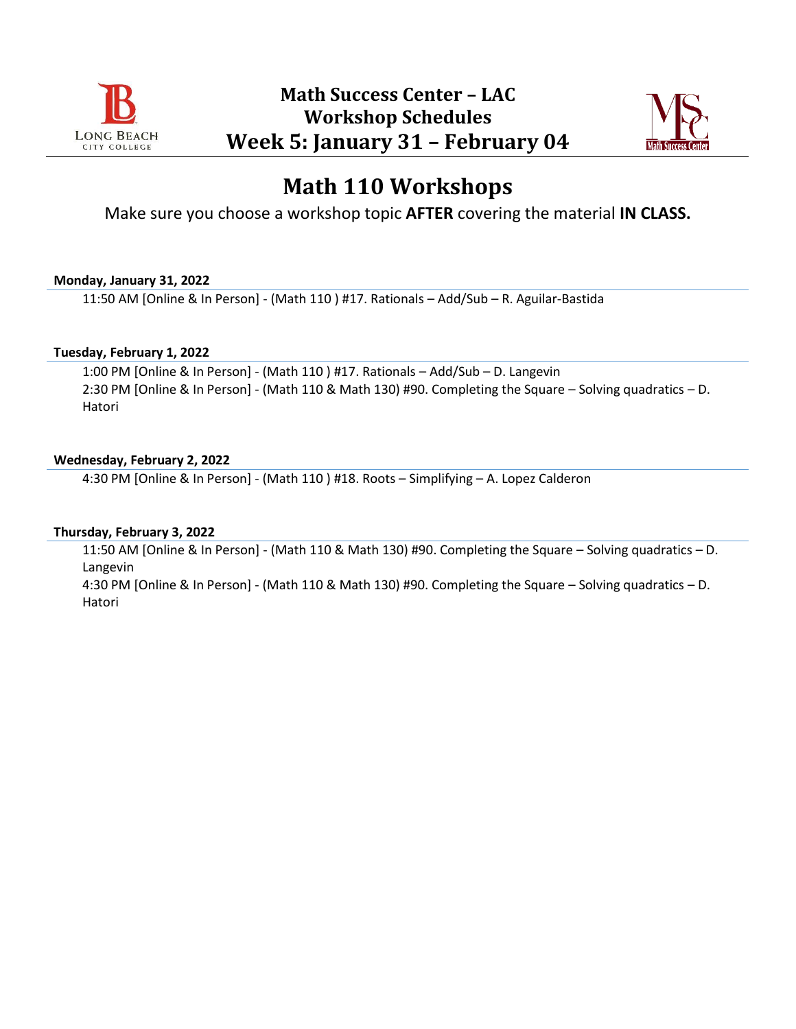# Math Success Center – LAC
# Workshop Schedules
# Week 5: January 31 – February 04

## Math 110 Workshops

Make sure you choose a workshop topic **AFTER** covering the material **IN CLASS.**

**Monday, January 31, 2022**

11:50 AM [Online & In Person] - (Math 110 ) #17. Rationals – Add/Sub – R. Aguilar-Bastida

**Tuesday, February 1, 2022**

1:00 PM [Online & In Person] - (Math 110 ) #17. Rationals – Add/Sub – D. Langevin

2:30 PM [Online & In Person] - (Math 110 & Math 130) #90. Completing the Square – Solving quadratics – D. Hatori

**Wednesday, February 2, 2022**

4:30 PM [Online & In Person] - (Math 110 ) #18. Roots – Simplifying – A. Lopez Calderon

**Thursday, February 3, 2022**

11:50 AM [Online & In Person] - (Math 110 & Math 130) #90. Completing the Square – Solving quadratics – D. Langevin

4:30 PM [Online & In Person] - (Math 110 & Math 130) #90. Completing the Square – Solving quadratics – D. Hatori